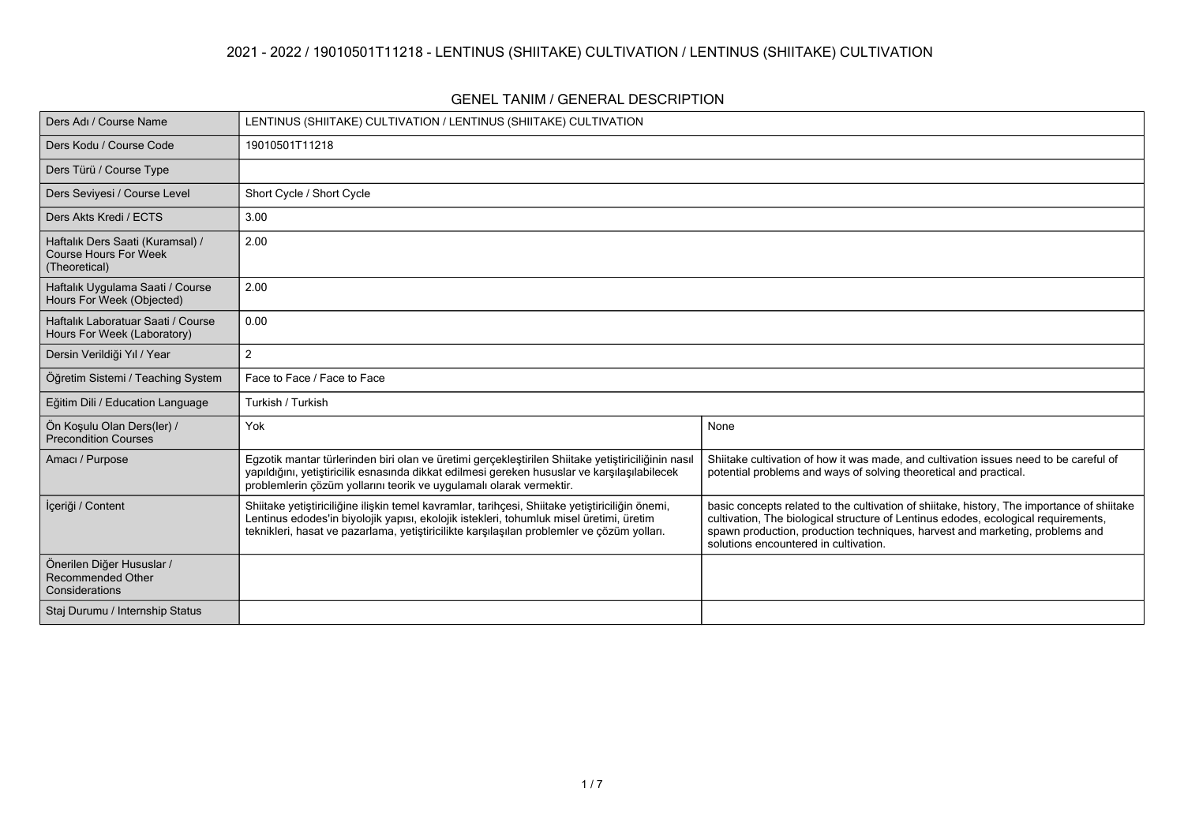# 2021 - 2022 / 19010501T11218 - LENTINUS (SHIITAKE) CULTIVATION / LENTINUS (SHIITAKE) CULTIVATION

## GENEL TANIM / GENERAL DESCRIPTION

| | | |
|---|---|---|
| Ders Adı / Course Name | LENTINUS (SHIITAKE) CULTIVATION / LENTINUS (SHIITAKE) CULTIVATION | |
| Ders Kodu / Course Code | 19010501T11218 | |
| Ders Türü / Course Type | | |
| Ders Seviyesi / Course Level | Short Cycle / Short Cycle | |
| Ders Akts Kredi / ECTS | 3.00 | |
| Haftalık Ders Saati (Kuramsal) / Course Hours For Week (Theoretical) | 2.00 | |
| Haftalık Uygulama Saati / Course Hours For Week (Objected) | 2.00 | |
| Haftalık Laboratuar Saati / Course Hours For Week (Laboratory) | 0.00 | |
| Dersin Verildiği Yıl / Year | 2 | |
| Öğretim Sistemi / Teaching System | Face to Face / Face to Face | |
| Eğitim Dili / Education Language | Turkish / Turkish | |
| Ön Koşulu Olan Ders(ler) / Precondition Courses | Yok | None |
| Amacı / Purpose | Egzotik mantar türlerinden biri olan ve üretimi gerçekleştirilen Shiitake yetiştiriciliğinin nasıl yapıldığını, yetiştiricilik esnasında dikkat edilmesi gereken hususlar ve karşılaşılabilecek problemlerin çözüm yollarını teorik ve uygulamalı olarak vermektir. | Shiitake cultivation of how it was made, and cultivation issues need to be careful of potential problems and ways of solving theoretical and practical. |
| İçeriği / Content | Shiitake yetiştiriciliğine ilişkin temel kavramlar, tarihçesi, Shiitake yetiştiriciliğin önemi, Lentinus edodes'in biyolojik yapısı, ekolojik istekleri, tohumluk misel üretimi, üretim teknikleri, hasat ve pazarlama, yetiştiricilikte karşılaşılan problemler ve çözüm yolları. | basic concepts related to the cultivation of shiitake, history, The importance of shiitake cultivation, The biological structure of Lentinus edodes, ecological requirements, spawn production, production techniques, harvest and marketing, problems and solutions encountered in cultivation. |
| Önerilen Diğer Hususlar / Recommended Other Considerations | | |
| Staj Durumu / Internship Status | | |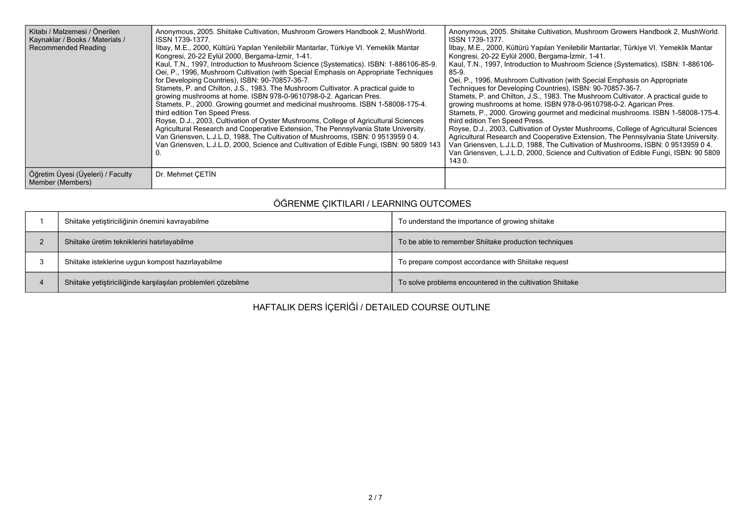| Kitabı / Malzemesi / Önerilen Kaynaklar / Books / Materials / Recommended Reading | Anonymous, 2005. Shiitake Cultivation, Mushroom Growers Handbook 2, MushWorld. ISSN 1739-1377.<br>İlbay, M.E., 2000, Kültürü Yapılan Yenilebilir Mantarlar, Türkiye VI. Yemeklik Mantar Kongresi, 20-22 Eylül 2000, Bergama-İzmir, 1-41.<br>Kaul, T.N., 1997, Introduction to Mushroom Science (Systematics). ISBN: 1-886106-85-9.<br>Oei, P., 1996, Mushroom Cultivation (with Special Emphasis on Appropriate Techniques for Developing Countries), ISBN: 90-70857-36-7.<br>Stamets, P. and Chilton, J.S., 1983. The Mushroom Cultivator. A practical guide to growing mushrooms at home. ISBN 978-0-9610798-0-2. Agarican Pres.<br>Stamets, P., 2000. Growing gourmet and medicinal mushrooms. ISBN 1-58008-175-4. third edition Ten Speed Press.<br>Royse, D.J., 2003, Cultivation of Oyster Mushrooms, College of Agricultural Sciences Agricultural Research and Cooperative Extension, The Pennsylvania State University.<br>Van Griensven, L.J.L.D, 1988, The Cultivation of Mushrooms, ISBN: 0 9513959 0 4.<br>Van Griensven, L.J.L.D, 2000, Science and Cultivation of Edible Fungi, ISBN: 90 5809 143 0. | Anonymous, 2005. Shiitake Cultivation, Mushroom Growers Handbook 2, MushWorld. ISSN 1739-1377.<br>İlbay, M.E., 2000, Kültürü Yapılan Yenilebilir Mantarlar, Türkiye VI. Yemeklik Mantar Kongresi, 20-22 Eylül 2000, Bergama-İzmir, 1-41.<br>Kaul, T.N., 1997, Introduction to Mushroom Science (Systematics). ISBN: 1-886106-85-9.<br>Oei, P., 1996, Mushroom Cultivation (with Special Emphasis on Appropriate Techniques for Developing Countries), ISBN: 90-70857-36-7.<br>Stamets, P. and Chilton, J.S., 1983. The Mushroom Cultivator. A practical guide to growing mushrooms at home. ISBN 978-0-9610798-0-2. Agarican Pres.<br>Stamets, P., 2000. Growing gourmet and medicinal mushrooms. ISBN 1-58008-175-4. third edition Ten Speed Press.<br>Royse, D.J., 2003, Cultivation of Oyster Mushrooms, College of Agricultural Sciences Agricultural Research and Cooperative Extension, The Pennsylvania State University.<br>Van Griensven, L.J.L.D, 1988, The Cultivation of Mushrooms, ISBN: 0 9513959 0 4.<br>Van Griensven, L.J.L.D, 2000, Science and Cultivation of Edible Fungi, ISBN: 90 5809 143 0. |
|---|---|---|
| Öğretim Üyesi (Üyeleri) / Faculty Member (Members) | Dr. Mehmet ÇETİN | |

## ÖĞRENME ÇIKTILARI / LEARNING OUTCOMES

| | | |
|---|---|---|
| 1 | Shiitake yetiştiriciliğinin önemini kavrayabilme | To understand the importance of growing shiitake |
| 2 | Shiitake üretim tekniklerini hatırlayabilme | To be able to remember Shiitake production techniques |
| 3 | Shiitake isteklerine uygun kompost hazırlayabilme | To prepare compost accordance with Shiitake request |
| 4 | Shiitake yetiştiriciliğinde karşılaşılan problemleri çözebilme | To solve problems encountered in the cultivation Shiitake |

## HAFTALIK DERS İÇERİĞİ / DETAILED COURSE OUTLINE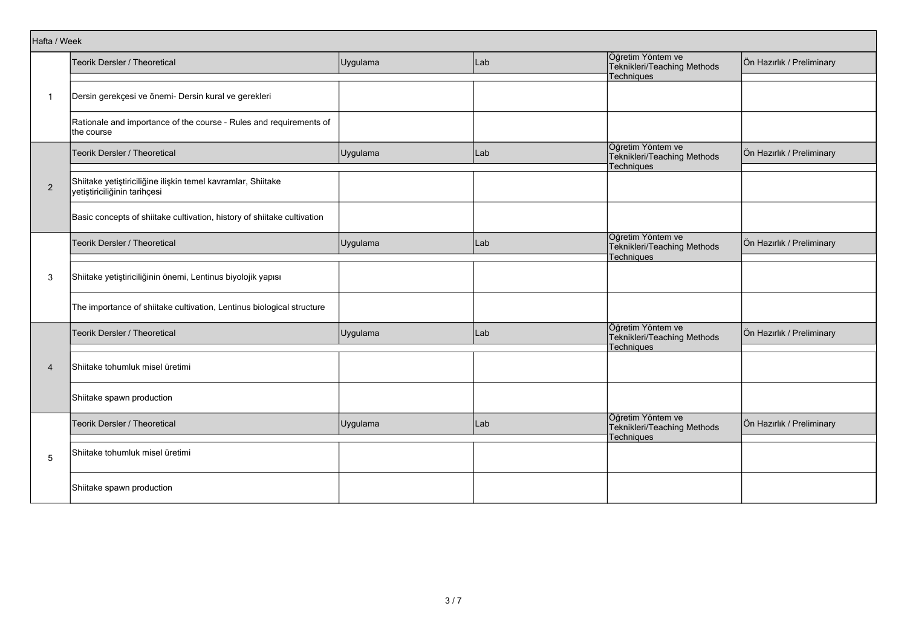| Hafta / Week | | | | | |
|---|---|---|---|---|---|
| | Teorik Dersler / Theoretical | Uygulama | Lab | Öğretim Yöntem ve Teknikleri/Teaching Methods Techniques | Ön Hazırlık / Preliminary |
| 1 | Dersin gerekçesi ve önemi- Dersin kural ve gerekleri | | | | |
| | Rationale and importance of the course - Rules and requirements of the course | | | | |
| | Teorik Dersler / Theoretical | Uygulama | Lab | Öğretim Yöntem ve Teknikleri/Teaching Methods Techniques | Ön Hazırlık / Preliminary |
| 2 | Shiitake yetiştiriciliğine ilişkin temel kavramlar, Shiitake yetiştiriciliğinin tarihçesi | | | | |
| | Basic concepts of shiitake cultivation, history of shiitake cultivation | | | | |
| | Teorik Dersler / Theoretical | Uygulama | Lab | Öğretim Yöntem ve Teknikleri/Teaching Methods Techniques | Ön Hazırlık / Preliminary |
| 3 | Shiitake yetiştiriciliğinin önemi, Lentinus biyolojik yapısı | | | | |
| | The importance of shiitake cultivation, Lentinus biological structure | | | | |
| | Teorik Dersler / Theoretical | Uygulama | Lab | Öğretim Yöntem ve Teknikleri/Teaching Methods Techniques | Ön Hazırlık / Preliminary |
| 4 | Shiitake tohumluk misel üretimi | | | | |
| | Shiitake spawn production | | | | |
| | Teorik Dersler / Theoretical | Uygulama | Lab | Öğretim Yöntem ve Teknikleri/Teaching Methods Techniques | Ön Hazırlık / Preliminary |
| 5 | Shiitake tohumluk misel üretimi | | | | |
| | Shiitake spawn production | | | | |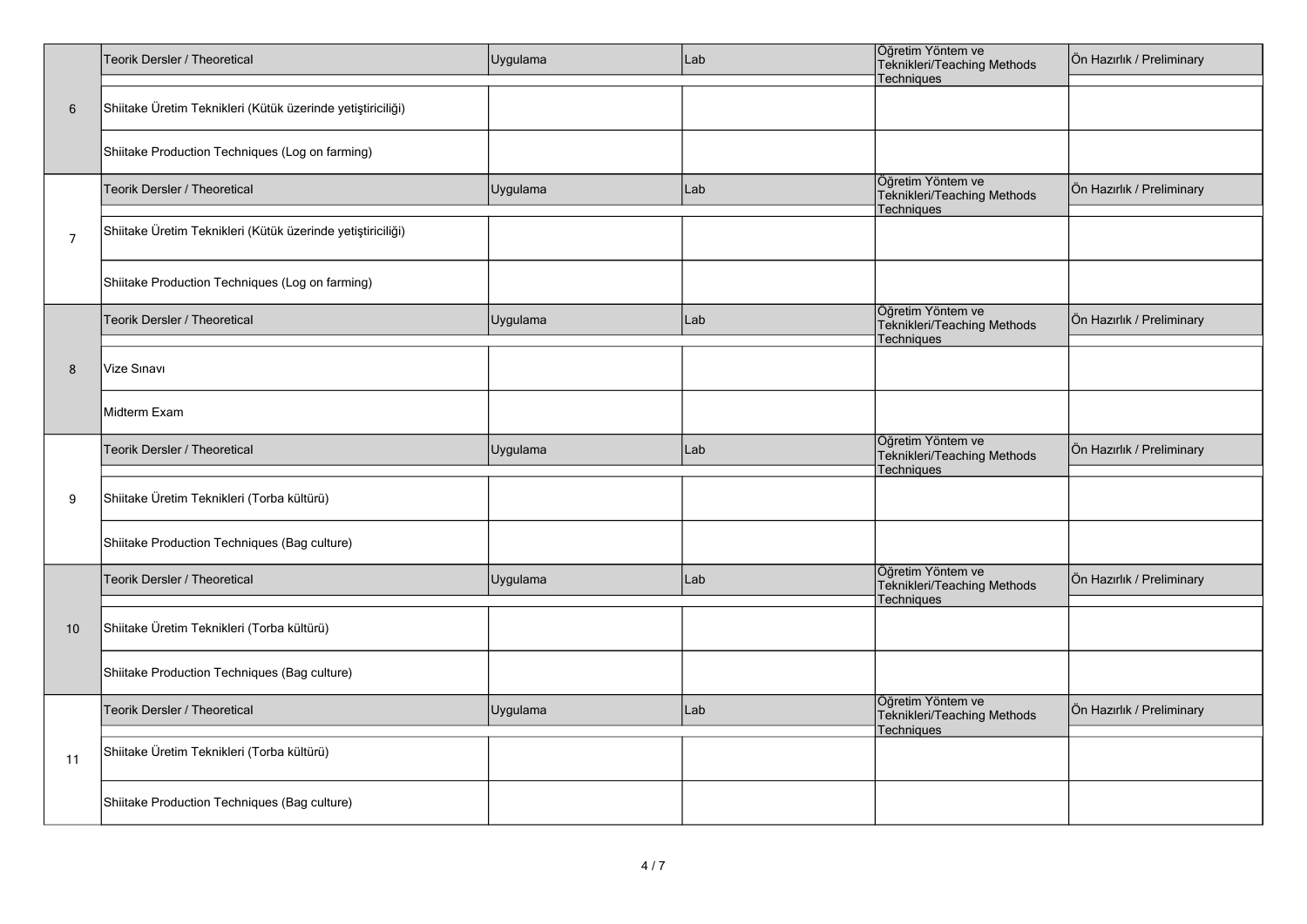| | Teorik Dersler / Theoretical | Uygulama | Lab | Öğretim Yöntem ve Teknikleri/Teaching Methods Techniques | Ön Hazırlık / Preliminary |
|---|---|---|---|---|---|
| 6 | Shiitake Üretim Teknikleri (Kütük üzerinde yetiştiriciliği) | | | | |
| | Shiitake Production Techniques (Log on farming) | | | | |
| | Teorik Dersler / Theoretical | Uygulama | Lab | Öğretim Yöntem ve Teknikleri/Teaching Methods Techniques | Ön Hazırlık / Preliminary |
| 7 | Shiitake Üretim Teknikleri (Kütük üzerinde yetiştiriciliği) | | | | |
| | Shiitake Production Techniques (Log on farming) | | | | |
| | Teorik Dersler / Theoretical | Uygulama | Lab | Öğretim Yöntem ve Teknikleri/Teaching Methods Techniques | Ön Hazırlık / Preliminary |
| 8 | Vize Sınavı | | | | |
| | Midterm Exam | | | | |
| | Teorik Dersler / Theoretical | Uygulama | Lab | Öğretim Yöntem ve Teknikleri/Teaching Methods Techniques | Ön Hazırlık / Preliminary |
| 9 | Shiitake Üretim Teknikleri (Torba kültürü) | | | | |
| | Shiitake Production Techniques (Bag culture) | | | | |
| | Teorik Dersler / Theoretical | Uygulama | Lab | Öğretim Yöntem ve Teknikleri/Teaching Methods Techniques | Ön Hazırlık / Preliminary |
| 10 | Shiitake Üretim Teknikleri (Torba kültürü) | | | | |
| | Shiitake Production Techniques (Bag culture) | | | | |
| | Teorik Dersler / Theoretical | Uygulama | Lab | Öğretim Yöntem ve Teknikleri/Teaching Methods Techniques | Ön Hazırlık / Preliminary |
| 11 | Shiitake Üretim Teknikleri (Torba kültürü) | | | | |
| | Shiitake Production Techniques (Bag culture) | | | | |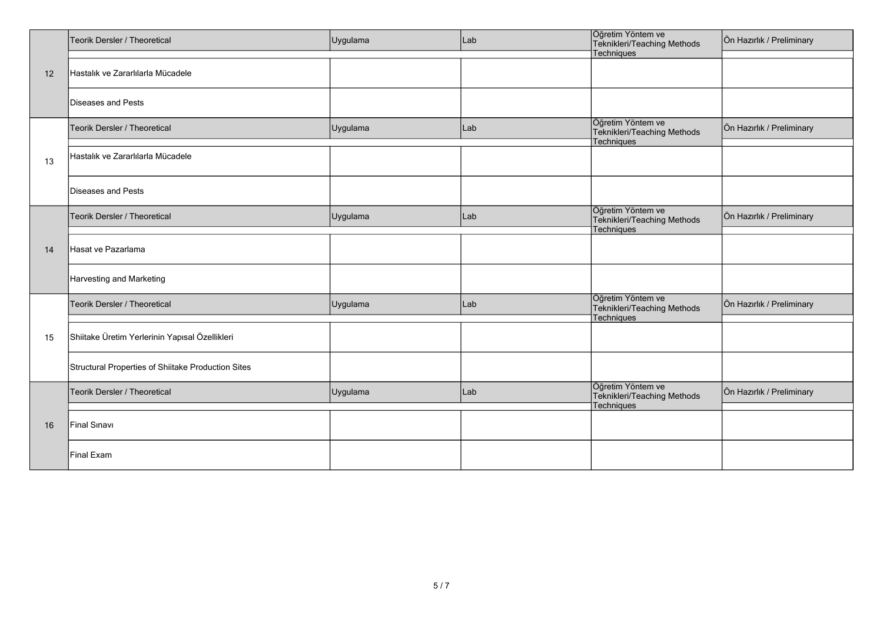| | Teorik Dersler / Theoretical | Uygulama | Lab | Öğretim Yöntem ve Teknikleri/Teaching Methods Techniques | Ön Hazırlık / Preliminary |
|---|---|---|---|---|---|
| 12 | Hastalık ve Zararlılarla Mücadele | | | | |
| | Diseases and Pests | | | | |
| | Teorik Dersler / Theoretical | Uygulama | Lab | Öğretim Yöntem ve Teknikleri/Teaching Methods Techniques | Ön Hazırlık / Preliminary |
| 13 | Hastalık ve Zararlılarla Mücadele | | | | |
| | Diseases and Pests | | | | |
| | Teorik Dersler / Theoretical | Uygulama | Lab | Öğretim Yöntem ve Teknikleri/Teaching Methods Techniques | Ön Hazırlık / Preliminary |
| 14 | Hasat ve Pazarlama | | | | |
| | Harvesting and Marketing | | | | |
| | Teorik Dersler / Theoretical | Uygulama | Lab | Öğretim Yöntem ve Teknikleri/Teaching Methods Techniques | Ön Hazırlık / Preliminary |
| 15 | Shiitake Üretim Yerlerinin Yapısal Özellikleri | | | | |
| | Structural Properties of Shiitake Production Sites | | | | |
| | Teorik Dersler / Theoretical | Uygulama | Lab | Öğretim Yöntem ve Teknikleri/Teaching Methods Techniques | Ön Hazırlık / Preliminary |
| 16 | Final Sınavı | | | | |
| | Final Exam | | | | |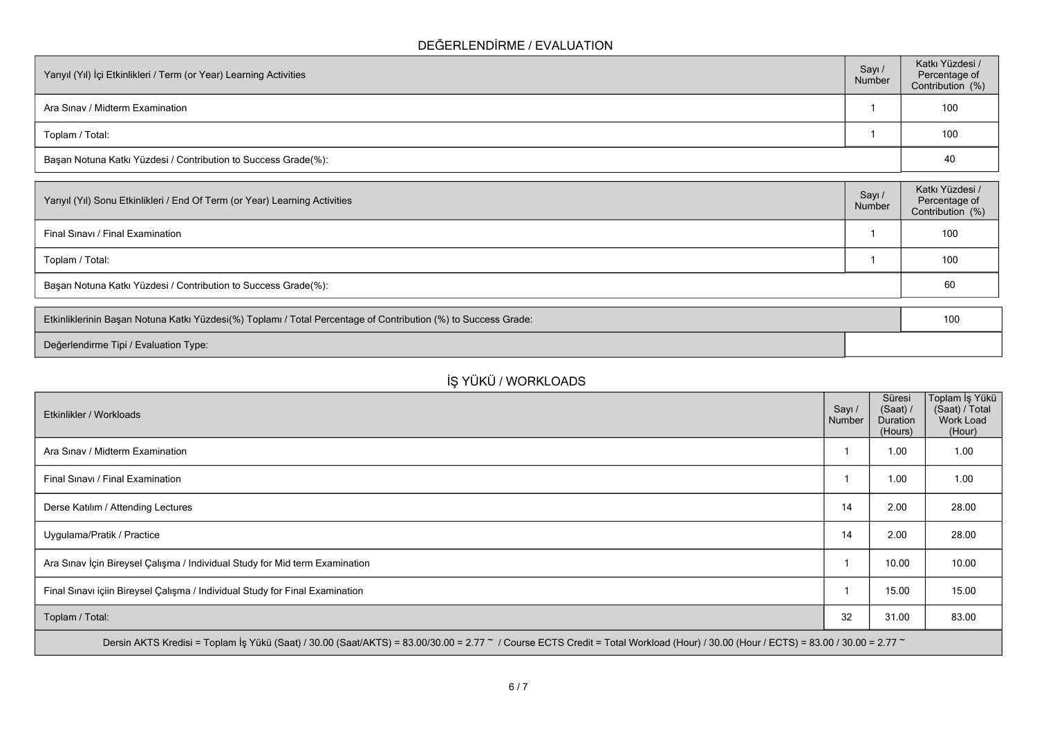## DEĞERLENDİRME / EVALUATION

| Yarıyıl (Yıl) İçi Etkinlikleri / Term (or Year) Learning Activities | Sayı / Number | Katkı Yüzdesi / Percentage of Contribution (%) |
|---|---|---|
| Ara Sınav / Midterm Examination | 1 | 100 |
| Toplam / Total: | 1 | 100 |
| Başarı Notuna Katkı Yüzdesi / Contribution to Success Grade(%): | | 40 |

| Yarıyıl (Yıl) Sonu Etkinlikleri / End Of Term (or Year) Learning Activities | Sayı / Number | Katkı Yüzdesi / Percentage of Contribution (%) |
|---|---|---|
| Final Sınavı / Final Examination | 1 | 100 |
| Toplam / Total: | 1 | 100 |
| Başarı Notuna Katkı Yüzdesi / Contribution to Success Grade(%): | | 60 |

| | |
|---|---|
| Etkinliklerinin Başarı Notuna Katkı Yüzdesi(%) Toplamı / Total Percentage of Contribution (%) to Success Grade: | 100 |
| Değerlendirme Tipi / Evaluation Type: | |

## İŞ YÜKÜ / WORKLOADS

| Etkinlikler / Workloads | Sayı / Number | Süresi (Saat) / Duration (Hours) | Toplam İş Yükü (Saat) / Total Work Load (Hour) |
|---|---|---|---|
| Ara Sınav / Midterm Examination | 1 | 1.00 | 1.00 |
| Final Sınavı / Final Examination | 1 | 1.00 | 1.00 |
| Derse Katılım / Attending Lectures | 14 | 2.00 | 28.00 |
| Uygulama/Pratik / Practice | 14 | 2.00 | 28.00 |
| Ara Sınav İçin Bireysel Çalışma / Individual Study for Mid term Examination | 1 | 10.00 | 10.00 |
| Final Sınavı içiin Bireysel Çalışma / Individual Study for Final Examination | 1 | 15.00 | 15.00 |
| Toplam / Total: | 32 | 31.00 | 83.00 |

Dersin AKTS Kredisi = Toplam İş Yükü (Saat) / 30.00 (Saat/AKTS) = 83.00/30.00 = 2.77 ~ / Course ECTS Credit = Total Workload (Hour) / 30.00 (Hour / ECTS) = 83.00 / 30.00 = 2.77 ~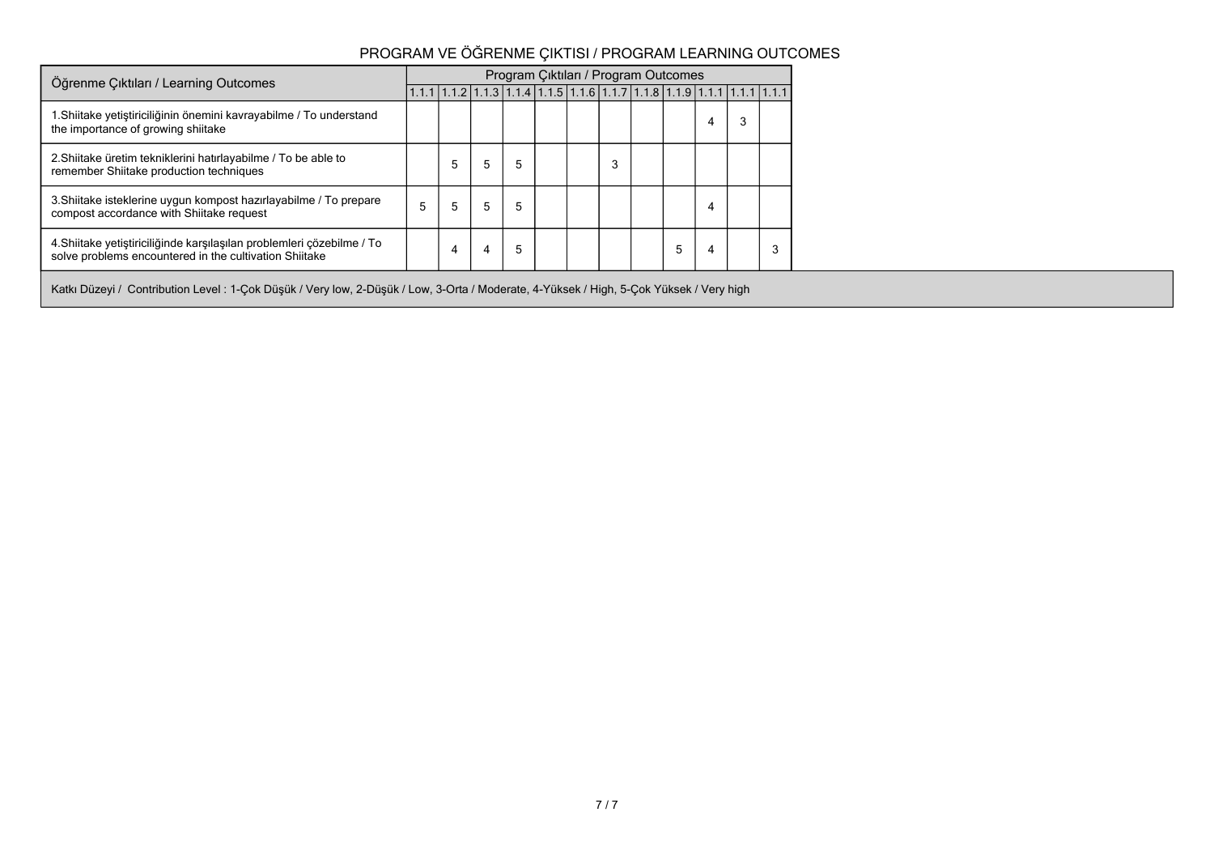# PROGRAM VE ÖĞRENME ÇIKTISI / PROGRAM LEARNING OUTCOMES

| Öğrenme Çıktıları / Learning Outcomes | Program Çıktıları / Program Outcomes | | | | | | | | | | | |
|---|---|---|---|---|---|---|---|---|---|---|---|---|
| | 1.1.1 | 1.1.2 | 1.1.3 | 1.1.4 | 1.1.5 | 1.1.6 | 1.1.7 | 1.1.8 | 1.1.9 | 1.1.1 | 1.1.1 | 1.1.1 |
| 1.Shiitake yetiştiriciliğinin önemini kavrayabilme / To understand the importance of growing shiitake | | | | | | | | | | 4 | 3 | |
| 2.Shiitake üretim tekniklerini hatırlayabilme / To be able to remember Shiitake production techniques | | 5 | 5 | 5 | | | 3 | | | | | |
| 3.Shiitake isteklerine uygun kompost hazırlayabilme / To prepare compost accordance with Shiitake request | 5 | 5 | 5 | 5 | | | | | | 4 | | |
| 4.Shiitake yetiştiriciliğinde karşılaşılan problemleri çözebilme / To solve problems encountered in the cultivation Shiitake | | 4 | 4 | 5 | | | | | 5 | 4 | | 3 |

Katkı Düzeyi / Contribution Level : 1-Çok Düşük / Very low, 2-Düşük / Low, 3-Orta / Moderate, 4-Yüksek / High, 5-Çok Yüksek / Very high